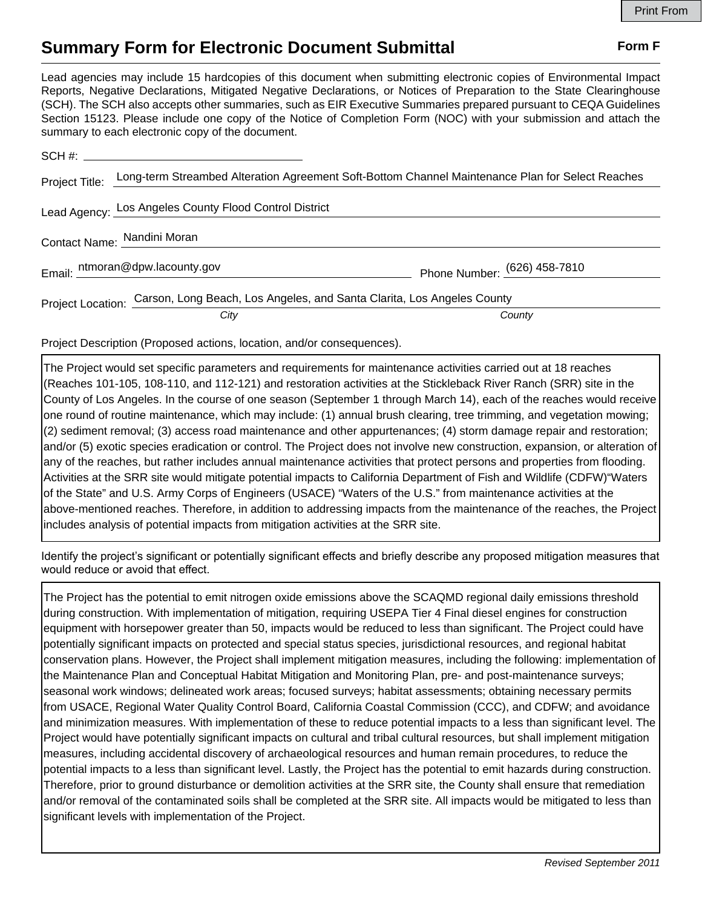Print From

# Summary Form for Electronic Document Submittal

**Form F**

Lead agencies may include 15 hardcopies of this document when submitting electronic copies of Environmental Impact Reports, Negative Declarations, Mitigated Negative Declarations, or Notices of Preparation to the State Clearinghouse (SCH). The SCH also accepts other summaries, such as EIR Executive Summaries prepared pursuant to CEQA Guidelines Section 15123. Please include one copy of the Notice of Completion Form (NOC) with your submission and attach the summary to each electronic copy of the document.

SCH #: 

Project Title: Long-term Streambed Alteration Agreement Soft-Bottom Channel Maintenance Plan for Select Reaches

Lead Agency: Los Angeles County Flood Control District

Contact Name: Nandini Moran

Email: ntmoran@dpw.lacounty.gov Phone Number: (626) 458-7810

Project Location: Carson, Long Beach, Los Angeles, and Santa Clarita, Los Angeles County
*City* *County*

Project Description (Proposed actions, location, and/or consequences).

The Project would set specific parameters and requirements for maintenance activities carried out at 18 reaches (Reaches 101-105, 108-110, and 112-121) and restoration activities at the Stickleback River Ranch (SRR) site in the County of Los Angeles. In the course of one season (September 1 through March 14), each of the reaches would receive one round of routine maintenance, which may include: (1) annual brush clearing, tree trimming, and vegetation mowing; (2) sediment removal; (3) access road maintenance and other appurtenances; (4) storm damage repair and restoration; and/or (5) exotic species eradication or control. The Project does not involve new construction, expansion, or alteration of any of the reaches, but rather includes annual maintenance activities that protect persons and properties from flooding. Activities at the SRR site would mitigate potential impacts to California Department of Fish and Wildlife (CDFW)"Waters of the State" and U.S. Army Corps of Engineers (USACE) "Waters of the U.S." from maintenance activities at the above-mentioned reaches. Therefore, in addition to addressing impacts from the maintenance of the reaches, the Project includes analysis of potential impacts from mitigation activities at the SRR site.

Identify the project's significant or potentially significant effects and briefly describe any proposed mitigation measures that would reduce or avoid that effect.

The Project has the potential to emit nitrogen oxide emissions above the SCAQMD regional daily emissions threshold during construction. With implementation of mitigation, requiring USEPA Tier 4 Final diesel engines for construction equipment with horsepower greater than 50, impacts would be reduced to less than significant. The Project could have potentially significant impacts on protected and special status species, jurisdictional resources, and regional habitat conservation plans. However, the Project shall implement mitigation measures, including the following: implementation of the Maintenance Plan and Conceptual Habitat Mitigation and Monitoring Plan, pre- and post-maintenance surveys; seasonal work windows; delineated work areas; focused surveys; habitat assessments; obtaining necessary permits from USACE, Regional Water Quality Control Board, California Coastal Commission (CCC), and CDFW; and avoidance and minimization measures. With implementation of these to reduce potential impacts to a less than significant level. The Project would have potentially significant impacts on cultural and tribal cultural resources, but shall implement mitigation measures, including accidental discovery of archaeological resources and human remain procedures, to reduce the potential impacts to a less than significant level. Lastly, the Project has the potential to emit hazards during construction. Therefore, prior to ground disturbance or demolition activities at the SRR site, the County shall ensure that remediation and/or removal of the contaminated soils shall be completed at the SRR site. All impacts would be mitigated to less than significant levels with implementation of the Project.

*Revised September 2011*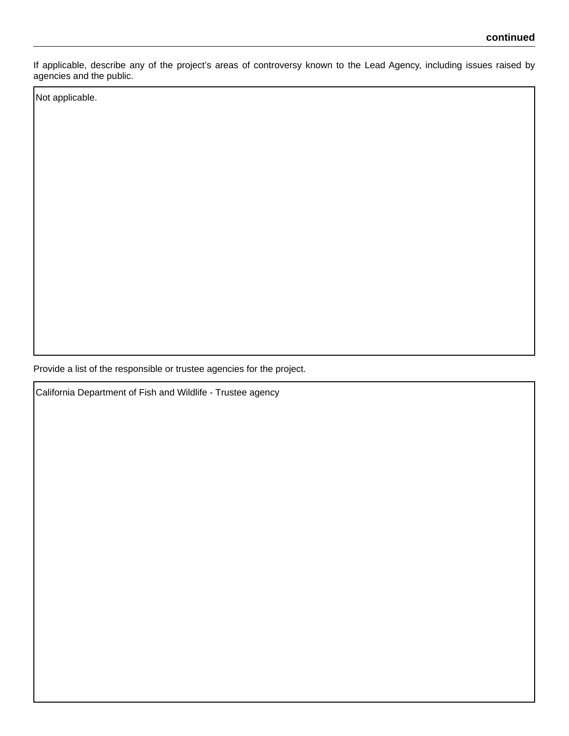**continued**

If applicable, describe any of the project's areas of controversy known to the Lead Agency, including issues raised by agencies and the public.

Not applicable.

Provide a list of the responsible or trustee agencies for the project.

California Department of Fish and Wildlife - Trustee agency